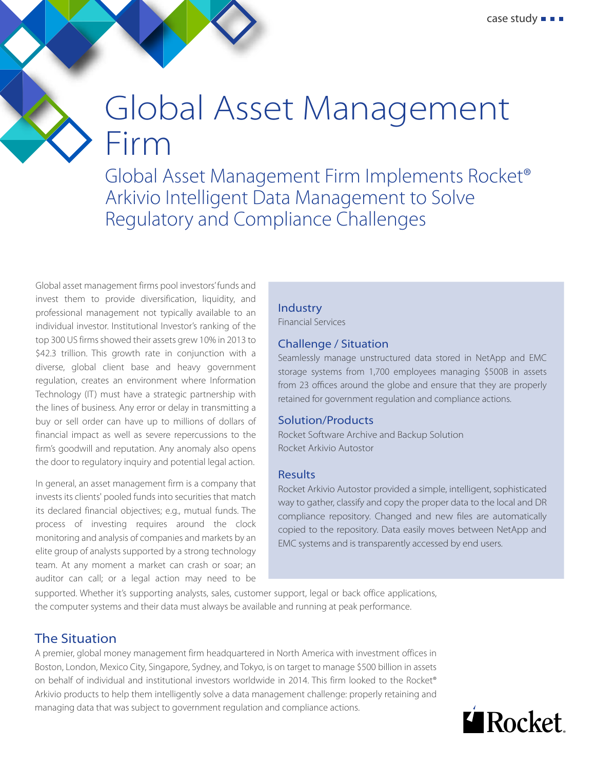# Global Asset Management Firm

## Global Asset Management Firm Implements Rocket® Arkivio Intelligent Data Management to Solve Regulatory and Compliance Challenges

Global asset management firms pool investors' funds and invest them to provide diversification, liquidity, and professional management not typically available to an individual investor. Institutional Investor's ranking of the top 300 US firms showed their assets grew 10% in 2013 to $42.3 trillion. This growth rate in conjunction with a diverse, global client base and heavy government regulation, creates an environment where Information Technology (IT) must have a strategic partnership with the lines of business. Any error or delay in transmitting a buy or sell order can have up to millions of dollars of financial impact as well as severe repercussions to the firm's goodwill and reputation. Any anomaly also opens the door to regulatory inquiry and potential legal action.

In general, an asset management firm is a company that invests its clients' pooled funds into securities that match its declared financial objectives; e.g., mutual funds. The process of investing requires around the clock monitoring and analysis of companies and markets by an elite group of analysts supported by a strong technology team. At any moment a market can crash or soar; an auditor can call; or a legal action may need to be supported. Whether it's supporting analysts, sales, customer support, legal or back office applications, the computer systems and their data must always be available and running at peak performance.

### Industry

Financial Services

### Challenge / Situation

Seamlessly manage unstructured data stored in NetApp and EMC storage systems from 1,700 employees managing $500B in assets from 23 offices around the globe and ensure that they are properly retained for government regulation and compliance actions.

### Solution/Products

Rocket Software Archive and Backup Solution
Rocket Arkivio Autostor

### Results

Rocket Arkivio Autostor provided a simple, intelligent, sophisticated way to gather, classify and copy the proper data to the local and DR compliance repository. Changed and new files are automatically copied to the repository. Data easily moves between NetApp and EMC systems and is transparently accessed by end users.

## The Situation

A premier, global money management firm headquartered in North America with investment offices in Boston, London, Mexico City, Singapore, Sydney, and Tokyo, is on target to manage $500 billion in assets on behalf of individual and institutional investors worldwide in 2014. This firm looked to the Rocket® Arkivio products to help them intelligently solve a data management challenge: properly retaining and managing data that was subject to government regulation and compliance actions.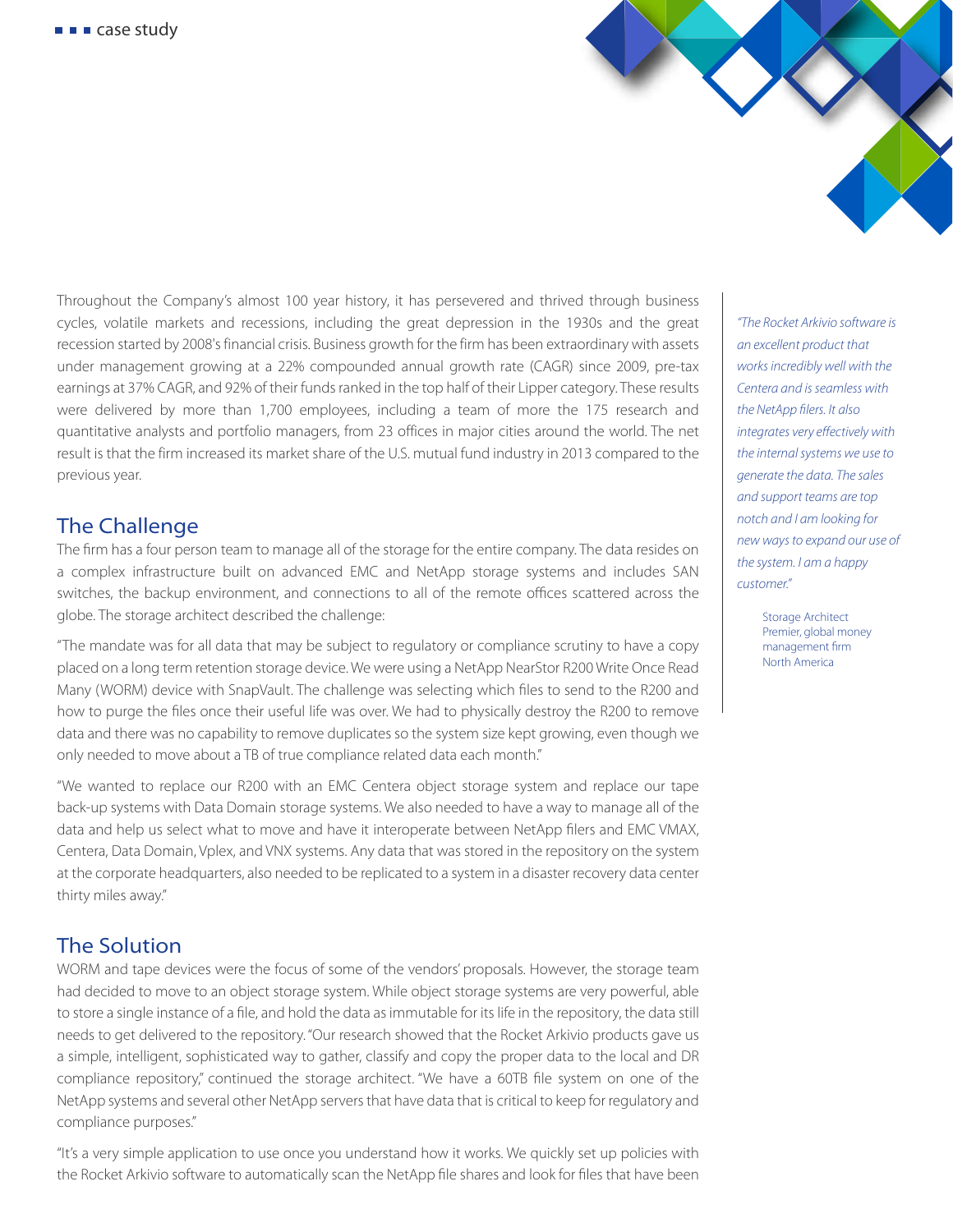Throughout the Company's almost 100 year history, it has persevered and thrived through business cycles, volatile markets and recessions, including the great depression in the 1930s and the great recession started by 2008's financial crisis. Business growth for the firm has been extraordinary with assets under management growing at a 22% compounded annual growth rate (CAGR) since 2009, pre-tax earnings at 37% CAGR, and 92% of their funds ranked in the top half of their Lipper category. These results were delivered by more than 1,700 employees, including a team of more the 175 research and quantitative analysts and portfolio managers, from 23 offices in major cities around the world. The net result is that the firm increased its market share of the U.S. mutual fund industry in 2013 compared to the previous year.

## The Challenge

The firm has a four person team to manage all of the storage for the entire company. The data resides on a complex infrastructure built on advanced EMC and NetApp storage systems and includes SAN switches, the backup environment, and connections to all of the remote offices scattered across the globe. The storage architect described the challenge:

"The mandate was for all data that may be subject to regulatory or compliance scrutiny to have a copy placed on a long term retention storage device. We were using a NetApp NearStor R200 Write Once Read Many (WORM) device with SnapVault. The challenge was selecting which files to send to the R200 and how to purge the files once their useful life was over. We had to physically destroy the R200 to remove data and there was no capability to remove duplicates so the system size kept growing, even though we only needed to move about a TB of true compliance related data each month."

"We wanted to replace our R200 with an EMC Centera object storage system and replace our tape back-up systems with Data Domain storage systems. We also needed to have a way to manage all of the data and help us select what to move and have it interoperate between NetApp filers and EMC VMAX, Centera, Data Domain, Vplex, and VNX systems. Any data that was stored in the repository on the system at the corporate headquarters, also needed to be replicated to a system in a disaster recovery data center thirty miles away."

## The Solution

WORM and tape devices were the focus of some of the vendors' proposals. However, the storage team had decided to move to an object storage system. While object storage systems are very powerful, able to store a single instance of a file, and hold the data as immutable for its life in the repository, the data still needs to get delivered to the repository. "Our research showed that the Rocket Arkivio products gave us a simple, intelligent, sophisticated way to gather, classify and copy the proper data to the local and DR compliance repository," continued the storage architect. "We have a 60TB file system on one of the NetApp systems and several other NetApp servers that have data that is critical to keep for regulatory and compliance purposes."

"It's a very simple application to use once you understand how it works. We quickly set up policies with the Rocket Arkivio software to automatically scan the NetApp file shares and look for files that have been

*"The Rocket Arkivio software is an excellent product that works incredibly well with the Centera and is seamless with the NetApp filers. It also integrates very effectively with the internal systems we use to generate the data. The sales and support teams are top notch and I am looking for new ways to expand our use of the system. I am a happy customer."*

Storage Architect
Premier, global money management firm
North America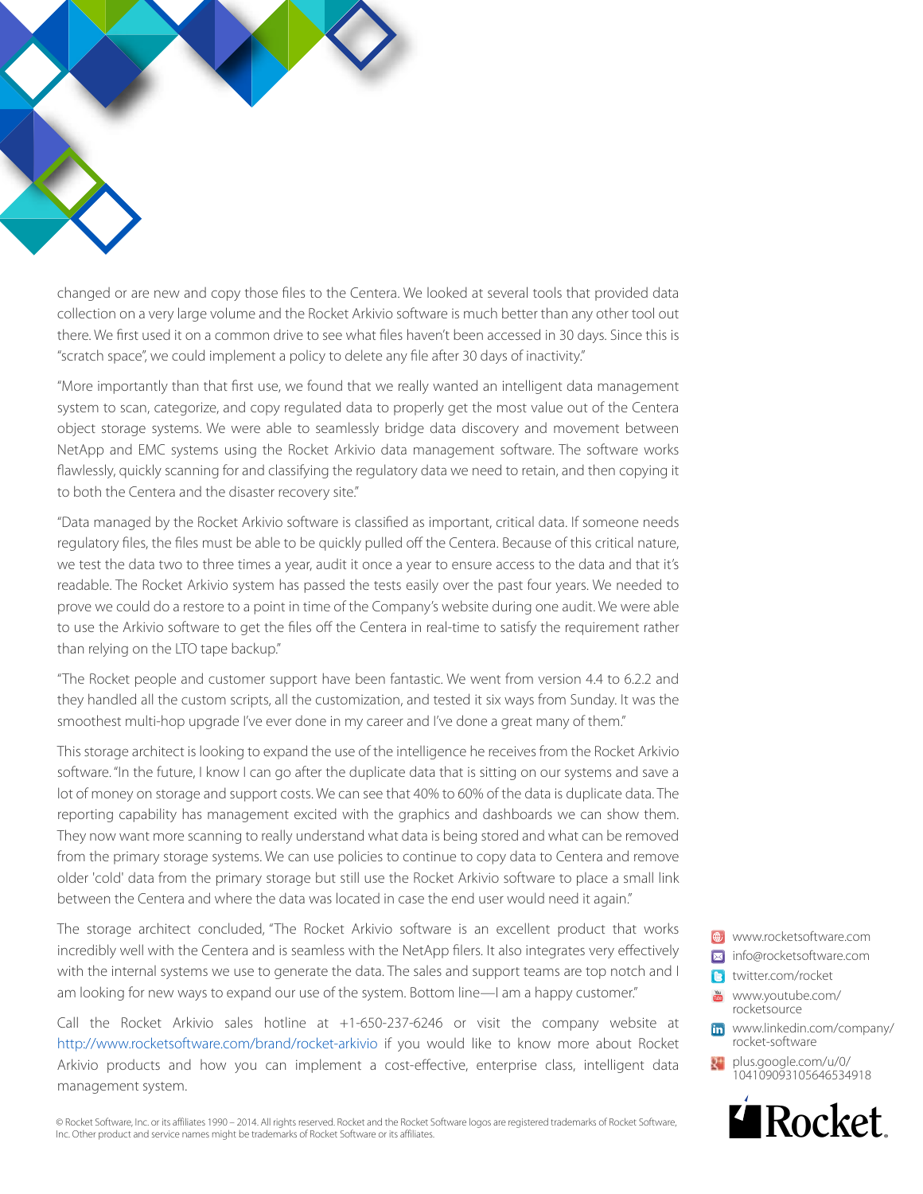changed or are new and copy those files to the Centera. We looked at several tools that provided data collection on a very large volume and the Rocket Arkivio software is much better than any other tool out there. We first used it on a common drive to see what files haven't been accessed in 30 days. Since this is "scratch space", we could implement a policy to delete any file after 30 days of inactivity."

"More importantly than that first use, we found that we really wanted an intelligent data management system to scan, categorize, and copy regulated data to properly get the most value out of the Centera object storage systems. We were able to seamlessly bridge data discovery and movement between NetApp and EMC systems using the Rocket Arkivio data management software. The software works flawlessly, quickly scanning for and classifying the regulatory data we need to retain, and then copying it to both the Centera and the disaster recovery site."

"Data managed by the Rocket Arkivio software is classified as important, critical data. If someone needs regulatory files, the files must be able to be quickly pulled off the Centera. Because of this critical nature, we test the data two to three times a year, audit it once a year to ensure access to the data and that it's readable. The Rocket Arkivio system has passed the tests easily over the past four years. We needed to prove we could do a restore to a point in time of the Company's website during one audit. We were able to use the Arkivio software to get the files off the Centera in real-time to satisfy the requirement rather than relying on the LTO tape backup."

"The Rocket people and customer support have been fantastic. We went from version 4.4 to 6.2.2 and they handled all the custom scripts, all the customization, and tested it six ways from Sunday. It was the smoothest multi-hop upgrade I've ever done in my career and I've done a great many of them."

This storage architect is looking to expand the use of the intelligence he receives from the Rocket Arkivio software. "In the future, I know I can go after the duplicate data that is sitting on our systems and save a lot of money on storage and support costs. We can see that 40% to 60% of the data is duplicate data. The reporting capability has management excited with the graphics and dashboards we can show them. They now want more scanning to really understand what data is being stored and what can be removed from the primary storage systems. We can use policies to continue to copy data to Centera and remove older 'cold' data from the primary storage but still use the Rocket Arkivio software to place a small link between the Centera and where the data was located in case the end user would need it again."

The storage architect concluded, "The Rocket Arkivio software is an excellent product that works incredibly well with the Centera and is seamless with the NetApp filers. It also integrates very effectively with the internal systems we use to generate the data. The sales and support teams are top notch and I am looking for new ways to expand our use of the system. Bottom line—I am a happy customer."

Call the Rocket Arkivio sales hotline at +1-650-237-6246 or visit the company website at http://www.rocketsoftware.com/brand/rocket-arkivio if you would like to know more about Rocket Arkivio products and how you can implement a cost-effective, enterprise class, intelligent data management system.

www.rocketsoftware.com
info@rocketsoftware.com
twitter.com/rocket
www.youtube.com/rocketsource
www.linkedin.com/company/rocket-software
plus.google.com/u/0/104109093105646534918

Rocket

© Rocket Software, Inc. or its affiliates 1990 – 2014. All rights reserved. Rocket and the Rocket Software logos are registered trademarks of Rocket Software, Inc. Other product and service names might be trademarks of Rocket Software or its affiliates.